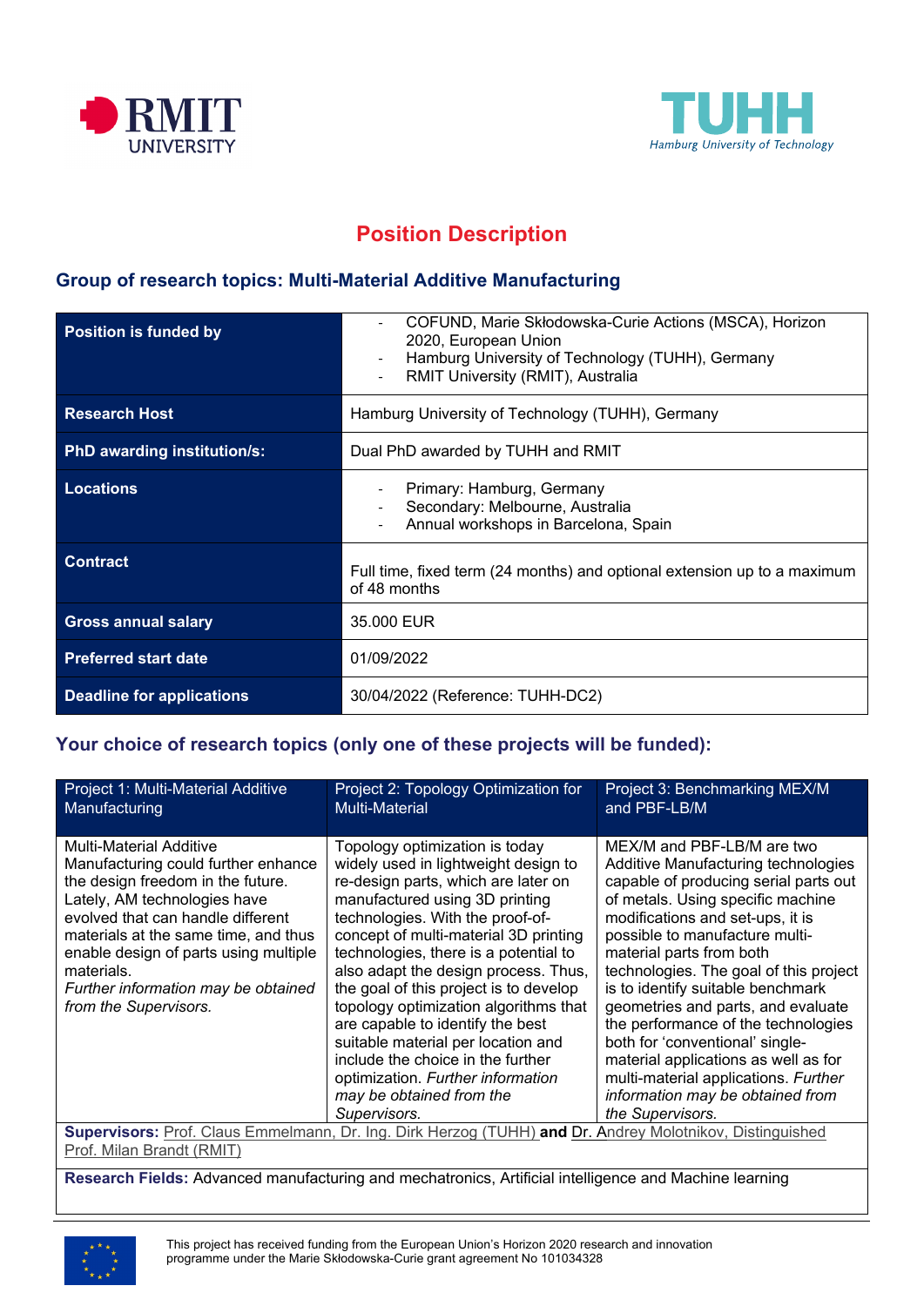RMIT UNIVERSITY

TUHH Hamburg University of Technology

# Position Description

## Group of research topics: Multi-Material Additive Manufacturing

| **Position is funded by** | - COFUND, Marie Skłodowska-Curie Actions (MSCA), Horizon 2020, European Union<br>- Hamburg University of Technology (TUHH), Germany<br>- RMIT University (RMIT), Australia |
|---|---|
| **Research Host** | Hamburg University of Technology (TUHH), Germany |
| **PhD awarding institution/s:** | Dual PhD awarded by TUHH and RMIT |
| **Locations** | - Primary: Hamburg, Germany<br>- Secondary: Melbourne, Australia<br>- Annual workshops in Barcelona, Spain |
| **Contract** | Full time, fixed term (24 months) and optional extension up to a maximum of 48 months |
| **Gross annual salary** | 35.000 EUR |
| **Preferred start date** | 01/09/2022 |
| **Deadline for applications** | 30/04/2022 (Reference: TUHH-DC2) |

## Your choice of research topics (only one of these projects will be funded):

| Project 1: Multi-Material Additive Manufacturing | Project 2: Topology Optimization for Multi-Material | Project 3: Benchmarking MEX/M and PBF-LB/M |
|---|---|---|
| Multi-Material Additive Manufacturing could further enhance the design freedom in the future. Lately, AM technologies have evolved that can handle different materials at the same time, and thus enable design of parts using multiple materials. *Further information may be obtained from the Supervisors.* | Topology optimization is today widely used in lightweight design to re-design parts, which are later on manufactured using 3D printing technologies. With the proof-of-concept of multi-material 3D printing technologies, there is a potential to also adapt the design process. Thus, the goal of this project is to develop topology optimization algorithms that are capable to identify the best suitable material per location and include the choice in the further optimization. *Further information may be obtained from the Supervisors.* | MEX/M and PBF-LB/M are two Additive Manufacturing technologies capable of producing serial parts out of metals. Using specific machine modifications and set-ups, it is possible to manufacture multi-material parts from both technologies. The goal of this project is to identify suitable benchmark geometries and parts, and evaluate the performance of the technologies both for 'conventional' single-material applications as well as for multi-material applications. *Further information may be obtained from the Supervisors.* |
| **Supervisors:** Prof. Claus Emmelmann, Dr. Ing. Dirk Herzog (TUHH) **and** Dr. Andrey Molotnikov, Distinguished Prof. Milan Brandt (RMIT) | | |
| **Research Fields:** Advanced manufacturing and mechatronics, Artificial intelligence and Machine learning | | |

This project has received funding from the European Union's Horizon 2020 research and innovation programme under the Marie Skłodowska-Curie grant agreement No 101034328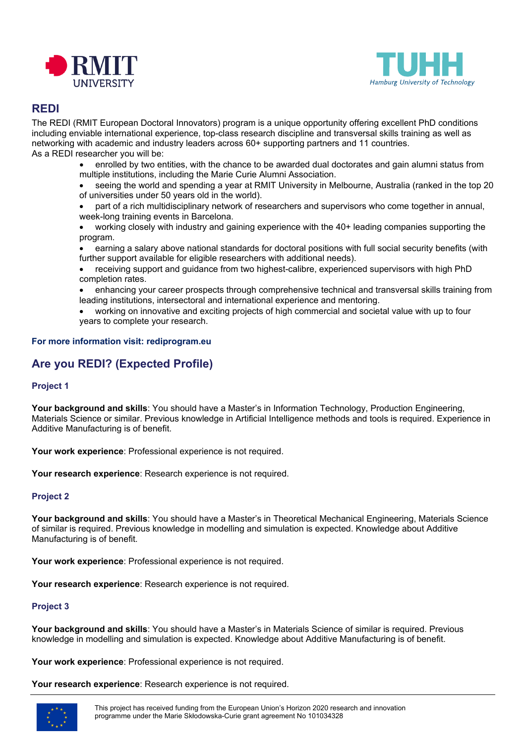## REDI

The REDI (RMIT European Doctoral Innovators) program is a unique opportunity offering excellent PhD conditions including enviable international experience, top-class research discipline and transversal skills training as well as networking with academic and industry leaders across 60+ supporting partners and 11 countries.
As a REDI researcher you will be:

- enrolled by two entities, with the chance to be awarded dual doctorates and gain alumni status from multiple institutions, including the Marie Curie Alumni Association.
- seeing the world and spending a year at RMIT University in Melbourne, Australia (ranked in the top 20 of universities under 50 years old in the world).
- part of a rich multidisciplinary network of researchers and supervisors who come together in annual, week-long training events in Barcelona.
- working closely with industry and gaining experience with the 40+ leading companies supporting the program.
- earning a salary above national standards for doctoral positions with full social security benefits (with further support available for eligible researchers with additional needs).
- receiving support and guidance from two highest-calibre, experienced supervisors with high PhD completion rates.
- enhancing your career prospects through comprehensive technical and transversal skills training from leading institutions, intersectoral and international experience and mentoring.
- working on innovative and exciting projects of high commercial and societal value with up to four years to complete your research.

**For more information visit: rediprogram.eu**

## Are you REDI? (Expected Profile)

### Project 1

**Your background and skills**: You should have a Master's in Information Technology, Production Engineering, Materials Science or similar. Previous knowledge in Artificial Intelligence methods and tools is required. Experience in Additive Manufacturing is of benefit.

**Your work experience**: Professional experience is not required.

**Your research experience**: Research experience is not required.

### Project 2

**Your background and skills**: You should have a Master's in Theoretical Mechanical Engineering, Materials Science of similar is required. Previous knowledge in modelling and simulation is expected. Knowledge about Additive Manufacturing is of benefit.

**Your work experience**: Professional experience is not required.

**Your research experience**: Research experience is not required.

### Project 3

**Your background and skills**: You should have a Master's in Materials Science of similar is required. Previous knowledge in modelling and simulation is expected. Knowledge about Additive Manufacturing is of benefit.

**Your work experience**: Professional experience is not required.

**Your research experience**: Research experience is not required.

This project has received funding from the European Union's Horizon 2020 research and innovation programme under the Marie Skłodowska-Curie grant agreement No 101034328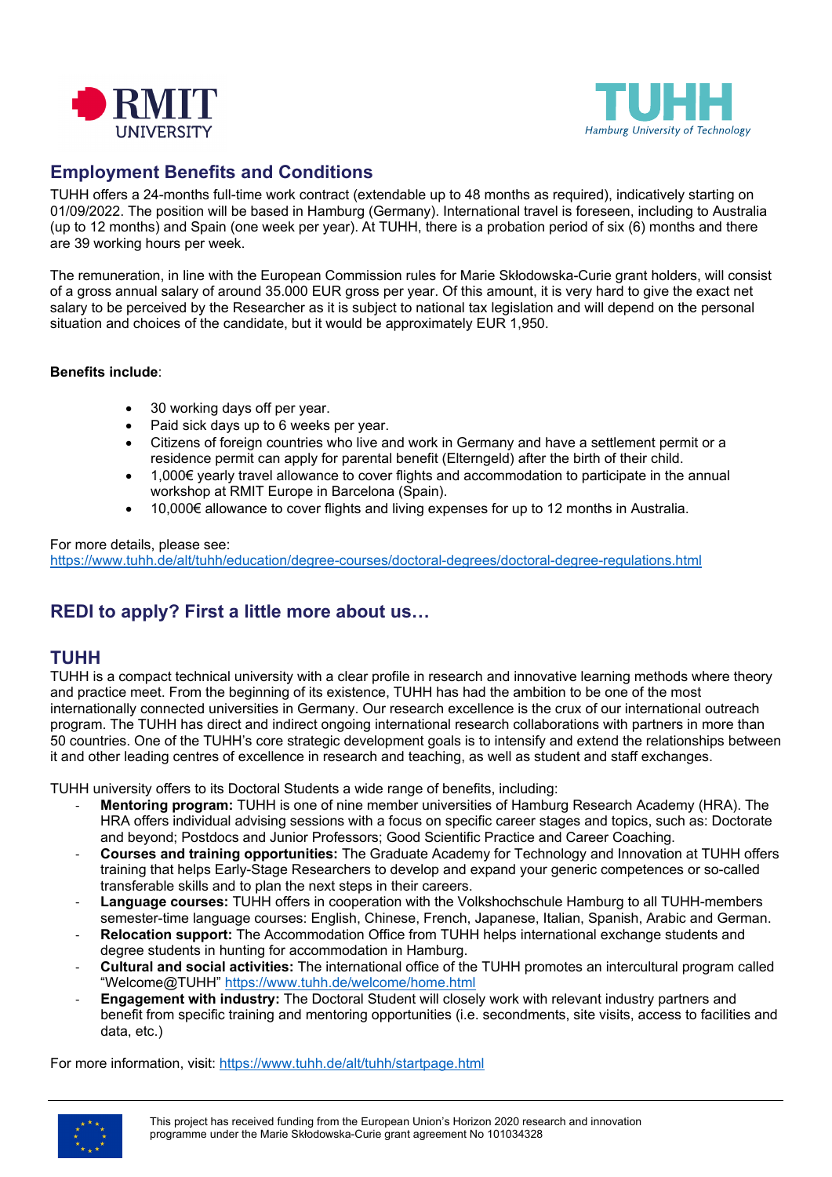## Employment Benefits and Conditions

TUHH offers a 24-months full-time work contract (extendable up to 48 months as required), indicatively starting on 01/09/2022. The position will be based in Hamburg (Germany). International travel is foreseen, including to Australia (up to 12 months) and Spain (one week per year). At TUHH, there is a probation period of six (6) months and there are 39 working hours per week.

The remuneration, in line with the European Commission rules for Marie Skłodowska-Curie grant holders, will consist of a gross annual salary of around 35.000 EUR gross per year. Of this amount, it is very hard to give the exact net salary to be perceived by the Researcher as it is subject to national tax legislation and will depend on the personal situation and choices of the candidate, but it would be approximately EUR 1,950.

**Benefits include**:

- 30 working days off per year.
- Paid sick days up to 6 weeks per year.
- Citizens of foreign countries who live and work in Germany and have a settlement permit or a residence permit can apply for parental benefit (Elterngeld) after the birth of their child.
- 1,000€ yearly travel allowance to cover flights and accommodation to participate in the annual workshop at RMIT Europe in Barcelona (Spain).
- 10,000€ allowance to cover flights and living expenses for up to 12 months in Australia.

For more details, please see:
https://www.tuhh.de/alt/tuhh/education/degree-courses/doctoral-degrees/doctoral-degree-regulations.html

## REDI to apply? First a little more about us…

## TUHH

TUHH is a compact technical university with a clear profile in research and innovative learning methods where theory and practice meet. From the beginning of its existence, TUHH has had the ambition to be one of the most internationally connected universities in Germany. Our research excellence is the crux of our international outreach program. The TUHH has direct and indirect ongoing international research collaborations with partners in more than 50 countries. One of the TUHH's core strategic development goals is to intensify and extend the relationships between it and other leading centres of excellence in research and teaching, as well as student and staff exchanges.

TUHH university offers to its Doctoral Students a wide range of benefits, including:

- **Mentoring program:** TUHH is one of nine member universities of Hamburg Research Academy (HRA). The HRA offers individual advising sessions with a focus on specific career stages and topics, such as: Doctorate and beyond; Postdocs and Junior Professors; Good Scientific Practice and Career Coaching.
- **Courses and training opportunities:** The Graduate Academy for Technology and Innovation at TUHH offers training that helps Early-Stage Researchers to develop and expand your generic competences or so-called transferable skills and to plan the next steps in their careers.
- **Language courses:** TUHH offers in cooperation with the Volkshochschule Hamburg to all TUHH-members semester-time language courses: English, Chinese, French, Japanese, Italian, Spanish, Arabic and German.
- **Relocation support:** The Accommodation Office from TUHH helps international exchange students and degree students in hunting for accommodation in Hamburg.
- **Cultural and social activities:** The international office of the TUHH promotes an intercultural program called "Welcome@TUHH" https://www.tuhh.de/welcome/home.html
- **Engagement with industry:** The Doctoral Student will closely work with relevant industry partners and benefit from specific training and mentoring opportunities (i.e. secondments, site visits, access to facilities and data, etc.)

For more information, visit: https://www.tuhh.de/alt/tuhh/startpage.html

This project has received funding from the European Union's Horizon 2020 research and innovation programme under the Marie Skłodowska-Curie grant agreement No 101034328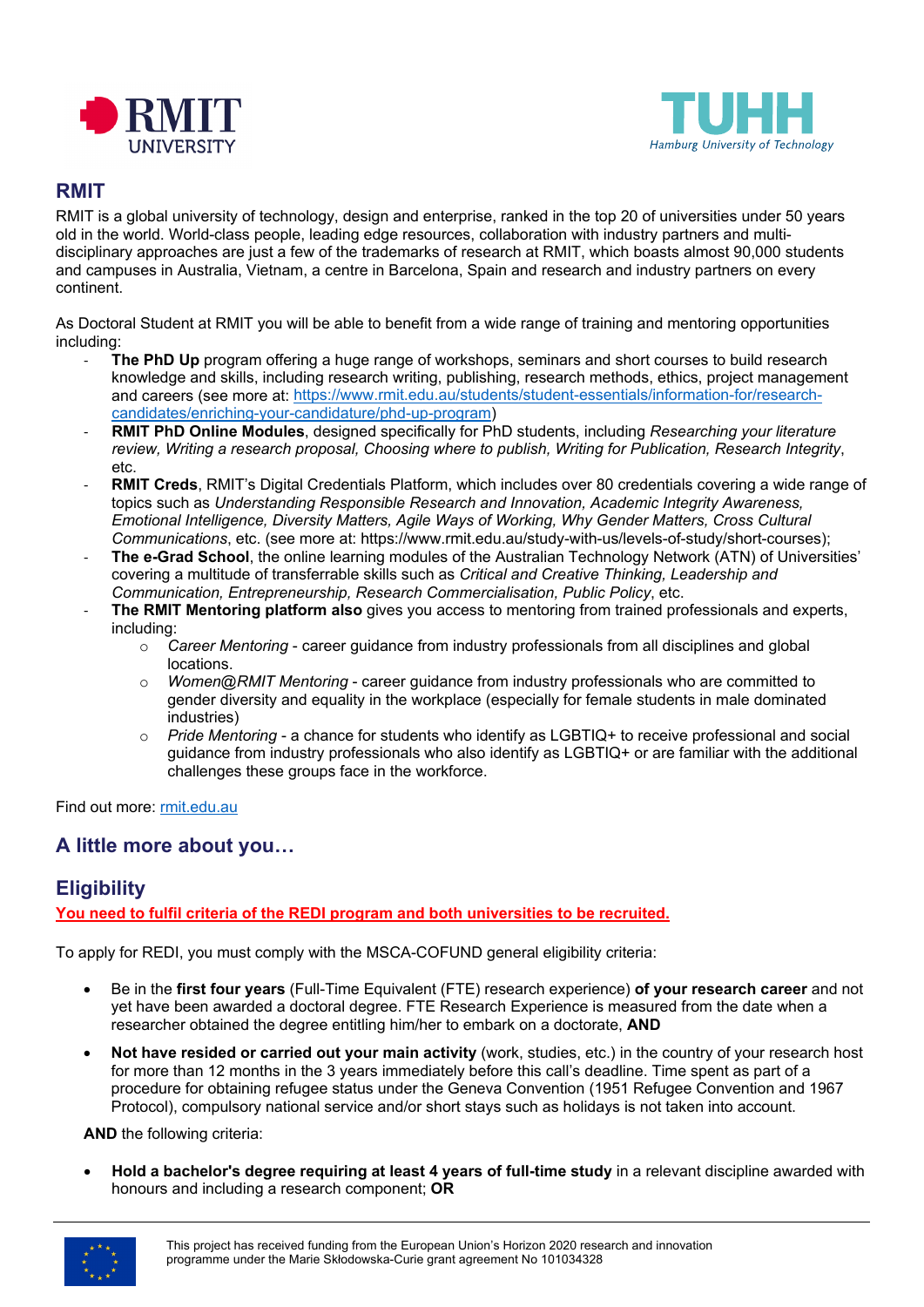## RMIT

RMIT is a global university of technology, design and enterprise, ranked in the top 20 of universities under 50 years old in the world. World-class people, leading edge resources, collaboration with industry partners and multi-disciplinary approaches are just a few of the trademarks of research at RMIT, which boasts almost 90,000 students and campuses in Australia, Vietnam, a centre in Barcelona, Spain and research and industry partners on every continent.

As Doctoral Student at RMIT you will be able to benefit from a wide range of training and mentoring opportunities including:

- **The PhD Up** program offering a huge range of workshops, seminars and short courses to build research knowledge and skills, including research writing, publishing, research methods, ethics, project management and careers (see more at: [https://www.rmit.edu.au/students/student-essentials/information-for/research-candidates/enriching-your-candidature/phd-up-program](https://www.rmit.edu.au/students/student-essentials/information-for/research-candidates/enriching-your-candidature/phd-up-program))
- **RMIT PhD Online Modules**, designed specifically for PhD students, including *Researching your literature review, Writing a research proposal, Choosing where to publish, Writing for Publication, Research Integrity*, etc.
- **RMIT Creds**, RMIT's Digital Credentials Platform, which includes over 80 credentials covering a wide range of topics such as *Understanding Responsible Research and Innovation, Academic Integrity Awareness, Emotional Intelligence, Diversity Matters, Agile Ways of Working, Why Gender Matters, Cross Cultural Communications*, etc. (see more at: https://www.rmit.edu.au/study-with-us/levels-of-study/short-courses);
- **The e-Grad School**, the online learning modules of the Australian Technology Network (ATN) of Universities' covering a multitude of transferrable skills such as *Critical and Creative Thinking, Leadership and Communication, Entrepreneurship, Research Commercialisation, Public Policy*, etc.
- **The RMIT Mentoring platform also** gives you access to mentoring from trained professionals and experts, including:
  - *Career Mentoring* - career guidance from industry professionals from all disciplines and global locations.
  - *Women@RMIT Mentoring* - career guidance from industry professionals who are committed to gender diversity and equality in the workplace (especially for female students in male dominated industries)
  - *Pride Mentoring* - a chance for students who identify as LGBTIQ+ to receive professional and social guidance from industry professionals who also identify as LGBTIQ+ or are familiar with the additional challenges these groups face in the workforce.

Find out more: [rmit.edu.au](rmit.edu.au)

## A little more about you…

## Eligibility

**You need to fulfil criteria of the REDI program and both universities to be recruited.**

To apply for REDI, you must comply with the MSCA-COFUND general eligibility criteria:

- Be in the **first four years** (Full-Time Equivalent (FTE) research experience) **of your research career** and not yet have been awarded a doctoral degree. FTE Research Experience is measured from the date when a researcher obtained the degree entitling him/her to embark on a doctorate, **AND**
- **Not have resided or carried out your main activity** (work, studies, etc.) in the country of your research host for more than 12 months in the 3 years immediately before this call's deadline. Time spent as part of a procedure for obtaining refugee status under the Geneva Convention (1951 Refugee Convention and 1967 Protocol), compulsory national service and/or short stays such as holidays is not taken into account.

**AND** the following criteria:

- **Hold a bachelor's degree requiring at least 4 years of full-time study** in a relevant discipline awarded with honours and including a research component; **OR**

This project has received funding from the European Union's Horizon 2020 research and innovation programme under the Marie Skłodowska-Curie grant agreement No 101034328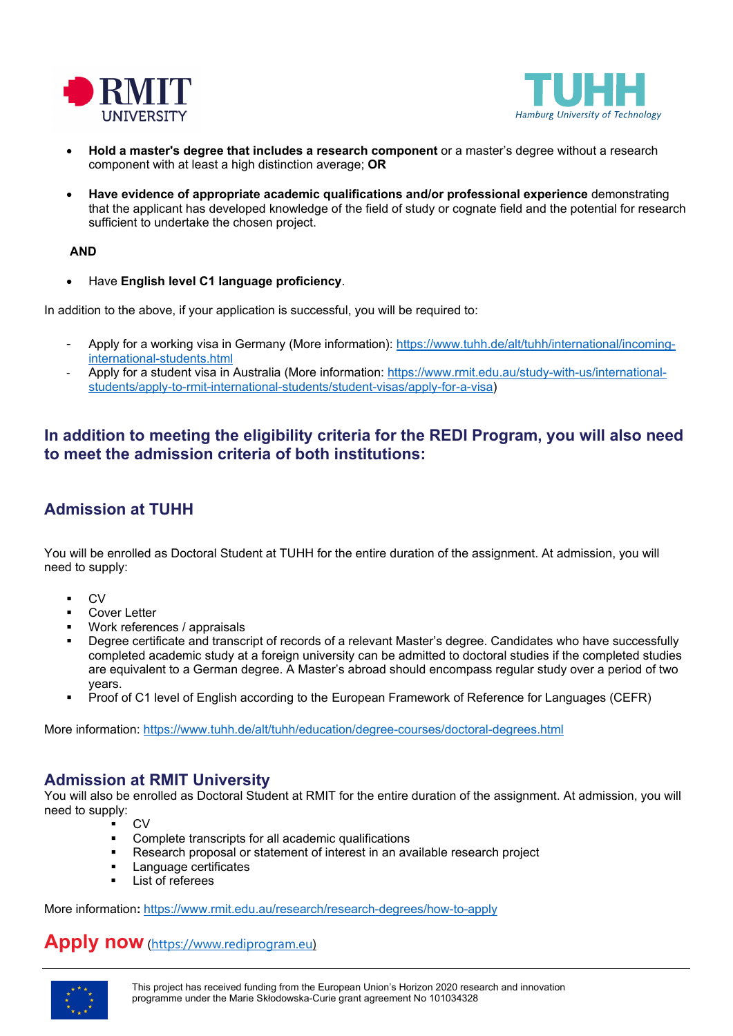- **Hold a master's degree that includes a research component** or a master's degree without a research component with at least a high distinction average; **OR**

- **Have evidence of appropriate academic qualifications and/or professional experience** demonstrating that the applicant has developed knowledge of the field of study or cognate field and the potential for research sufficient to undertake the chosen project.

**AND**

- Have **English level C1 language proficiency**.

In addition to the above, if your application is successful, you will be required to:

- Apply for a working visa in Germany (More information): https://www.tuhh.de/alt/tuhh/international/incoming-international-students.html
- Apply for a student visa in Australia (More information: https://www.rmit.edu.au/study-with-us/international-students/apply-to-rmit-international-students/student-visas/apply-for-a-visa)

## In addition to meeting the eligibility criteria for the REDI Program, you will also need to meet the admission criteria of both institutions:

### Admission at TUHH

You will be enrolled as Doctoral Student at TUHH for the entire duration of the assignment. At admission, you will need to supply:

- CV
- Cover Letter
- Work references / appraisals
- Degree certificate and transcript of records of a relevant Master's degree. Candidates who have successfully completed academic study at a foreign university can be admitted to doctoral studies if the completed studies are equivalent to a German degree. A Master's abroad should encompass regular study over a period of two years.
- Proof of C1 level of English according to the European Framework of Reference for Languages (CEFR)

More information: https://www.tuhh.de/alt/tuhh/education/degree-courses/doctoral-degrees.html

### Admission at RMIT University

You will also be enrolled as Doctoral Student at RMIT for the entire duration of the assignment. At admission, you will need to supply:

- CV
- Complete transcripts for all academic qualifications
- Research proposal or statement of interest in an available research project
- Language certificates
- List of referees

More information**:** https://www.rmit.edu.au/research/research-degrees/how-to-apply

## Apply now (https://www.rediprogram.eu)

This project has received funding from the European Union's Horizon 2020 research and innovation programme under the Marie Skłodowska-Curie grant agreement No 101034328